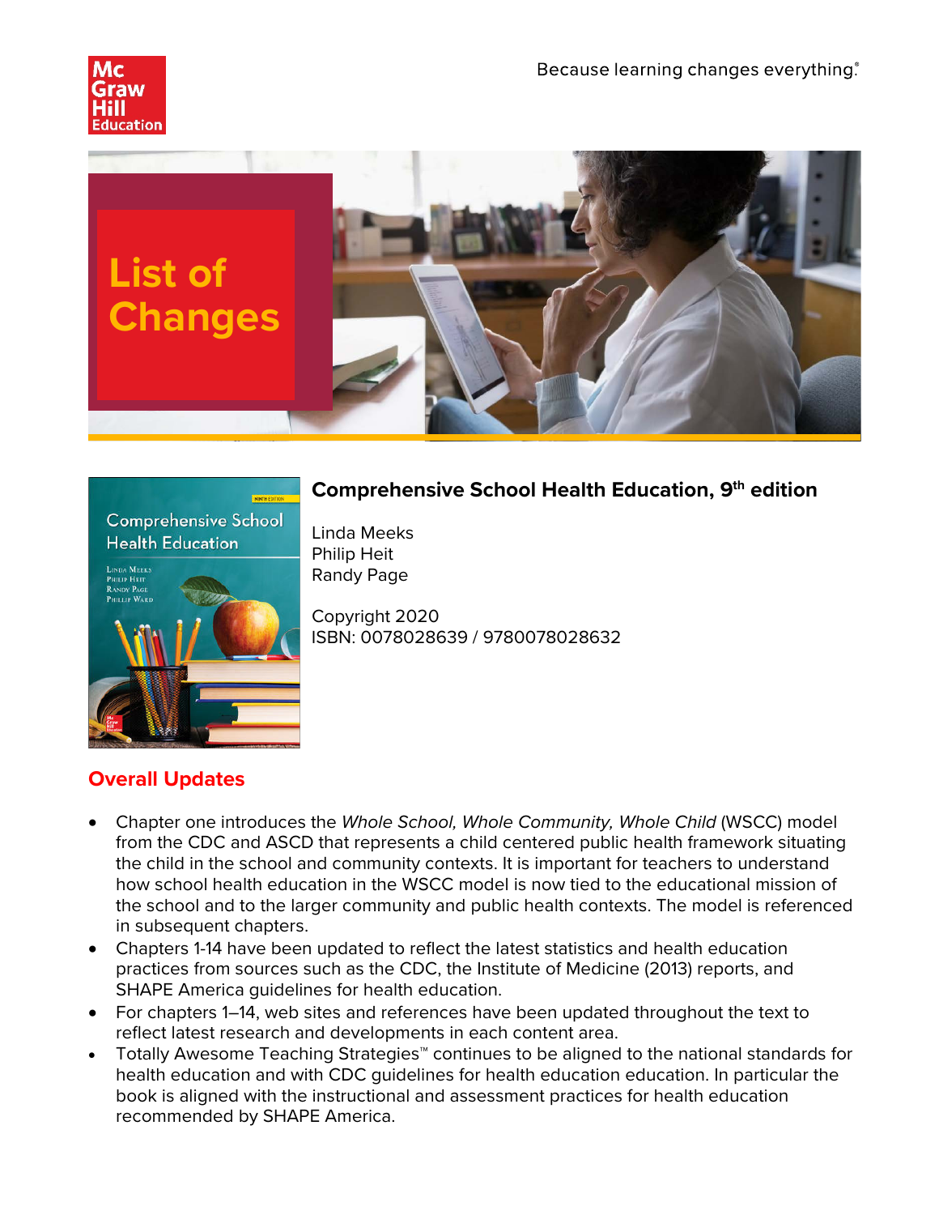Because learning changes everything.®

# List of Changes

## Comprehensive School Health Education, 9th edition

Linda Meeks
Philip Heit
Randy Page

Copyright 2020
ISBN: 0078028639 / 9780078028632

## Overall Updates

- Chapter one introduces the *Whole School, Whole Community, Whole Child* (WSCC) model from the CDC and ASCD that represents a child centered public health framework situating the child in the school and community contexts. It is important for teachers to understand how school health education in the WSCC model is now tied to the educational mission of the school and to the larger community and public health contexts. The model is referenced in subsequent chapters.
- Chapters 1-14 have been updated to reflect the latest statistics and health education practices from sources such as the CDC, the Institute of Medicine (2013) reports, and SHAPE America guidelines for health education.
- For chapters 1–14, web sites and references have been updated throughout the text to reflect latest research and developments in each content area.
- Totally Awesome Teaching Strategies™ continues to be aligned to the national standards for health education and with CDC guidelines for health education education. In particular the book is aligned with the instructional and assessment practices for health education recommended by SHAPE America.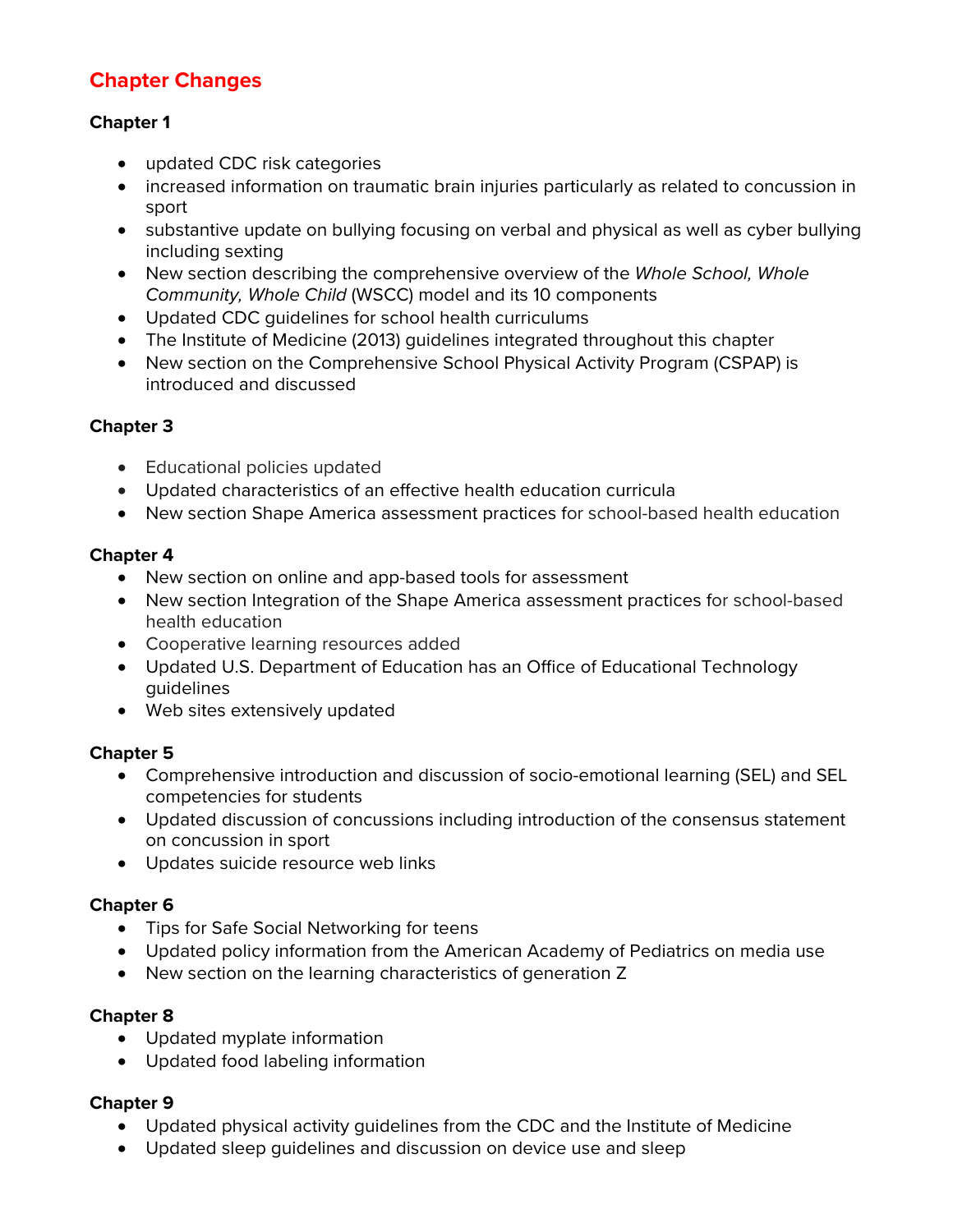## Chapter Changes

### Chapter 1

- updated CDC risk categories
- increased information on traumatic brain injuries particularly as related to concussion in sport
- substantive update on bullying focusing on verbal and physical as well as cyber bullying including sexting
- New section describing the comprehensive overview of the *Whole School, Whole Community, Whole Child* (WSCC) model and its 10 components
- Updated CDC guidelines for school health curriculums
- The Institute of Medicine (2013) guidelines integrated throughout this chapter
- New section on the Comprehensive School Physical Activity Program (CSPAP) is introduced and discussed

### Chapter 3

- Educational policies updated
- Updated characteristics of an effective health education curricula
- New section Shape America assessment practices for school-based health education

### Chapter 4

- New section on online and app-based tools for assessment
- New section Integration of the Shape America assessment practices for school-based health education
- Cooperative learning resources added
- Updated U.S. Department of Education has an Office of Educational Technology guidelines
- Web sites extensively updated

### Chapter 5

- Comprehensive introduction and discussion of socio-emotional learning (SEL) and SEL competencies for students
- Updated discussion of concussions including introduction of the consensus statement on concussion in sport
- Updates suicide resource web links

### Chapter 6

- Tips for Safe Social Networking for teens
- Updated policy information from the American Academy of Pediatrics on media use
- New section on the learning characteristics of generation Z

### Chapter 8

- Updated myplate information
- Updated food labeling information

### Chapter 9

- Updated physical activity guidelines from the CDC and the Institute of Medicine
- Updated sleep guidelines and discussion on device use and sleep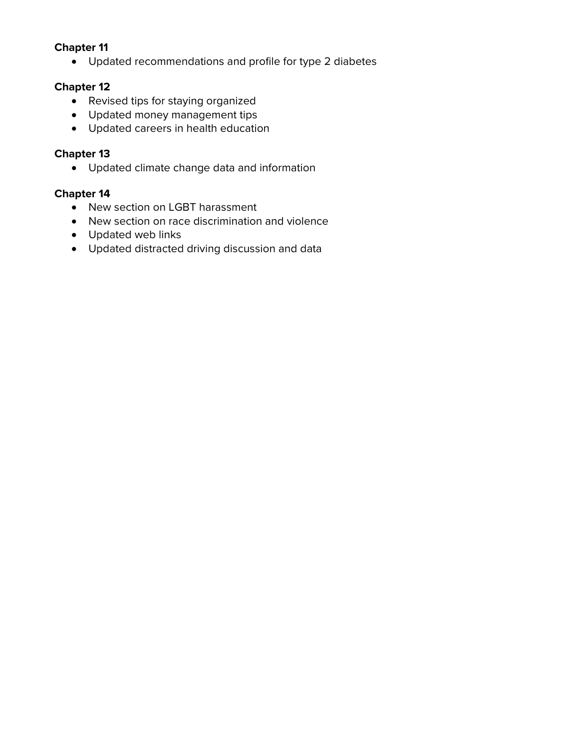**Chapter 11**

- Updated recommendations and profile for type 2 diabetes

**Chapter 12**

- Revised tips for staying organized
- Updated money management tips
- Updated careers in health education

**Chapter 13**

- Updated climate change data and information

**Chapter 14**

- New section on LGBT harassment
- New section on race discrimination and violence
- Updated web links
- Updated distracted driving discussion and data